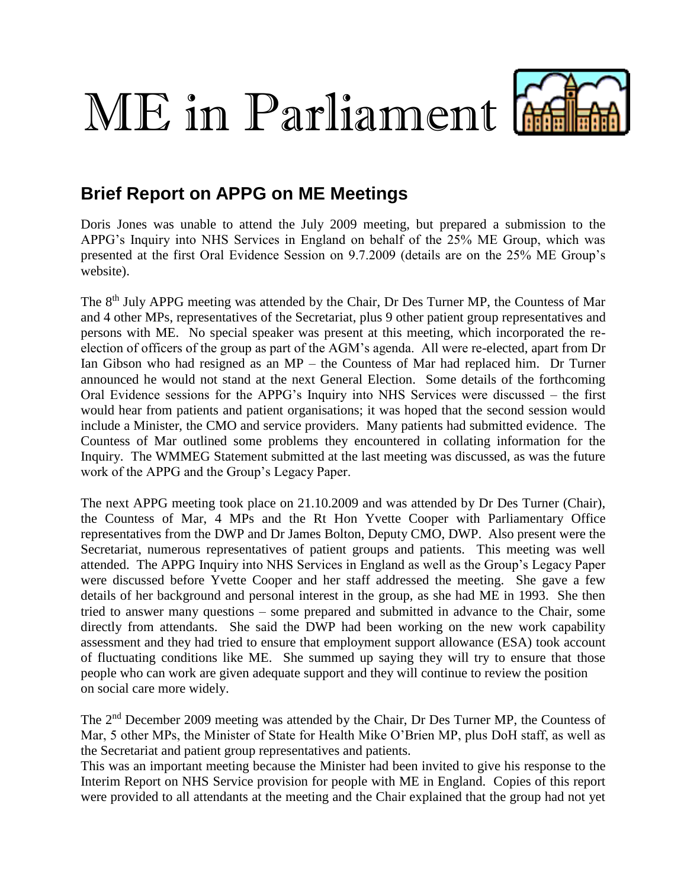# ME in Parliament

## Brief Report on APPG on ME Meetings

Doris Jones was unable to attend the July 2009 meeting, but prepared a submission to the APPG's Inquiry into NHS Services in England on behalf of the 25% ME Group, which was presented at the first Oral Evidence Session on 9.7.2009 (details are on the 25% ME Group's website).

The 8th July APPG meeting was attended by the Chair, Dr Des Turner MP, the Countess of Mar and 4 other MPs, representatives of the Secretariat, plus 9 other patient group representatives and persons with ME. No special speaker was present at this meeting, which incorporated the re-election of officers of the group as part of the AGM's agenda. All were re-elected, apart from Dr Ian Gibson who had resigned as an MP – the Countess of Mar had replaced him. Dr Turner announced he would not stand at the next General Election. Some details of the forthcoming Oral Evidence sessions for the APPG's Inquiry into NHS Services were discussed – the first would hear from patients and patient organisations; it was hoped that the second session would include a Minister, the CMO and service providers. Many patients had submitted evidence. The Countess of Mar outlined some problems they encountered in collating information for the Inquiry. The WMMEG Statement submitted at the last meeting was discussed, as was the future work of the APPG and the Group's Legacy Paper.

The next APPG meeting took place on 21.10.2009 and was attended by Dr Des Turner (Chair), the Countess of Mar, 4 MPs and the Rt Hon Yvette Cooper with Parliamentary Office representatives from the DWP and Dr James Bolton, Deputy CMO, DWP. Also present were the Secretariat, numerous representatives of patient groups and patients. This meeting was well attended. The APPG Inquiry into NHS Services in England as well as the Group's Legacy Paper were discussed before Yvette Cooper and her staff addressed the meeting. She gave a few details of her background and personal interest in the group, as she had ME in 1993. She then tried to answer many questions – some prepared and submitted in advance to the Chair, some directly from attendants. She said the DWP had been working on the new work capability assessment and they had tried to ensure that employment support allowance (ESA) took account of fluctuating conditions like ME. She summed up saying they will try to ensure that those people who can work are given adequate support and they will continue to review the position on social care more widely.

The 2nd December 2009 meeting was attended by the Chair, Dr Des Turner MP, the Countess of Mar, 5 other MPs, the Minister of State for Health Mike O'Brien MP, plus DoH staff, as well as the Secretariat and patient group representatives and patients.

This was an important meeting because the Minister had been invited to give his response to the Interim Report on NHS Service provision for people with ME in England. Copies of this report were provided to all attendants at the meeting and the Chair explained that the group had not yet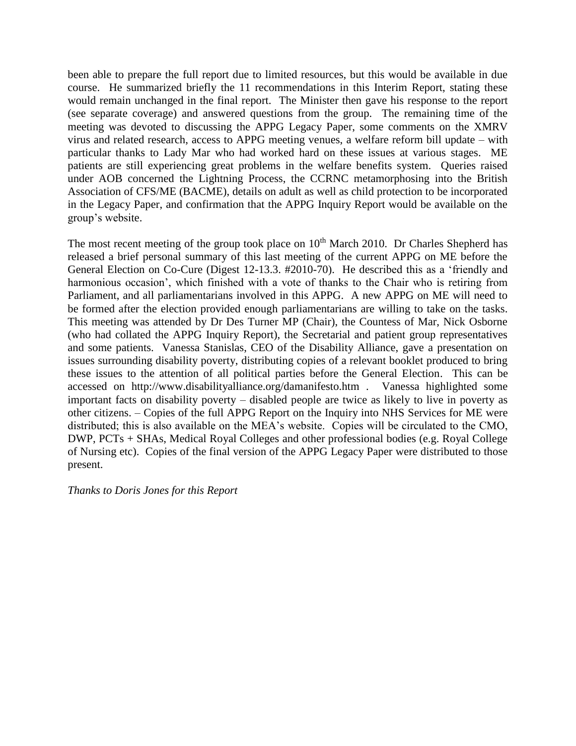been able to prepare the full report due to limited resources, but this would be available in due course. He summarized briefly the 11 recommendations in this Interim Report, stating these would remain unchanged in the final report. The Minister then gave his response to the report (see separate coverage) and answered questions from the group. The remaining time of the meeting was devoted to discussing the APPG Legacy Paper, some comments on the XMRV virus and related research, access to APPG meeting venues, a welfare reform bill update – with particular thanks to Lady Mar who had worked hard on these issues at various stages. ME patients are still experiencing great problems in the welfare benefits system. Queries raised under AOB concerned the Lightning Process, the CCRNC metamorphosing into the British Association of CFS/ME (BACME), details on adult as well as child protection to be incorporated in the Legacy Paper, and confirmation that the APPG Inquiry Report would be available on the group's website.

The most recent meeting of the group took place on 10th March 2010. Dr Charles Shepherd has released a brief personal summary of this last meeting of the current APPG on ME before the General Election on Co-Cure (Digest 12-13.3. #2010-70). He described this as a 'friendly and harmonious occasion', which finished with a vote of thanks to the Chair who is retiring from Parliament, and all parliamentarians involved in this APPG. A new APPG on ME will need to be formed after the election provided enough parliamentarians are willing to take on the tasks. This meeting was attended by Dr Des Turner MP (Chair), the Countess of Mar, Nick Osborne (who had collated the APPG Inquiry Report), the Secretarial and patient group representatives and some patients. Vanessa Stanislas, CEO of the Disability Alliance, gave a presentation on issues surrounding disability poverty, distributing copies of a relevant booklet produced to bring these issues to the attention of all political parties before the General Election. This can be accessed on http://www.disabilityalliance.org/damanifesto.htm . Vanessa highlighted some important facts on disability poverty – disabled people are twice as likely to live in poverty as other citizens. – Copies of the full APPG Report on the Inquiry into NHS Services for ME were distributed; this is also available on the MEA's website. Copies will be circulated to the CMO, DWP, PCTs + SHAs, Medical Royal Colleges and other professional bodies (e.g. Royal College of Nursing etc). Copies of the final version of the APPG Legacy Paper were distributed to those present.

*Thanks to Doris Jones for this Report*